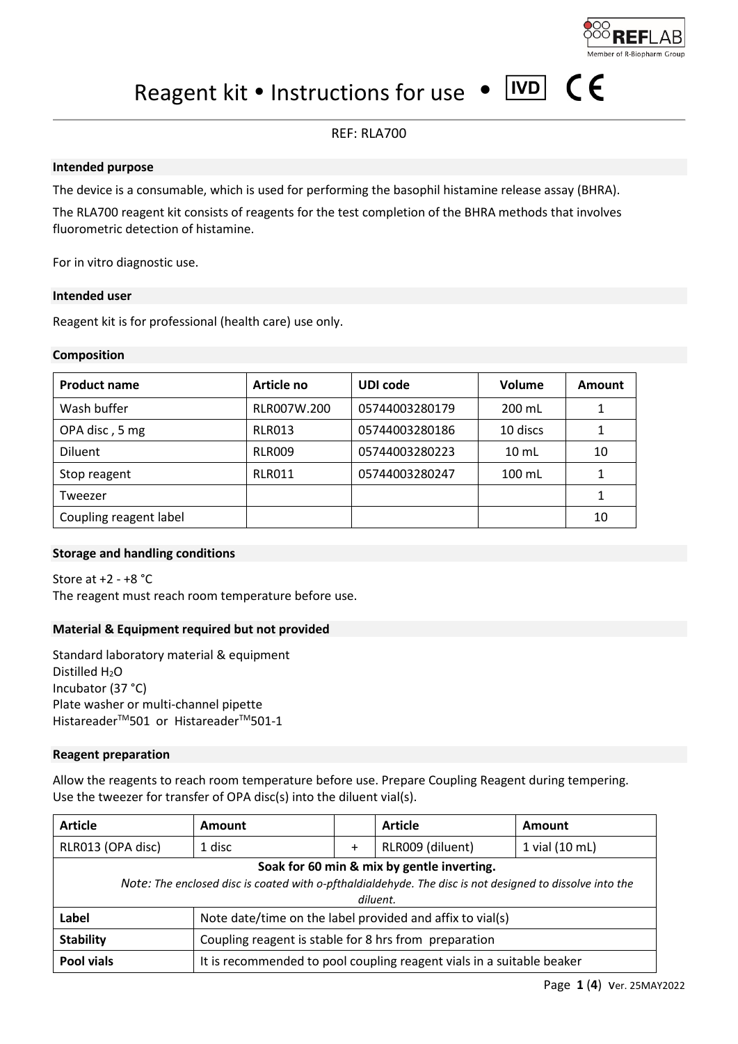# Reagent kit • Instructions for use • IVD CE

REF: RLA700

## Intended purpose

The device is a consumable, which is used for performing the basophil histamine release assay (BHRA).

The RLA700 reagent kit consists of reagents for the test completion of the BHRA methods that involves fluorometric detection of histamine.

For in vitro diagnostic use.

## Intended user

Reagent kit is for professional (health care) use only.

## Composition

| Product name | Article no | UDI code | Volume | Amount |
|---|---|---|---|---|
| Wash buffer | RLR007W.200 | 05744003280179 | 200 mL | 1 |
| OPA disc , 5 mg | RLR013 | 05744003280186 | 10 discs | 1 |
| Diluent | RLR009 | 05744003280223 | 10 mL | 10 |
| Stop reagent | RLR011 | 05744003280247 | 100 mL | 1 |
| Tweezer | | | | 1 |
| Coupling reagent label | | | | 10 |

## Storage and handling conditions

Store at +2 - +8 °C
The reagent must reach room temperature before use.

## Material & Equipment required but not provided

Standard laboratory material & equipment
Distilled $H_2O$
Incubator (37 °C)
Plate washer or multi-channel pipette
Histareader™501 or Histareader™501-1

## Reagent preparation

Allow the reagents to reach room temperature before use. Prepare Coupling Reagent during tempering.
Use the tweezer for transfer of OPA disc(s) into the diluent vial(s).

| Article | Amount | | Article | Amount |
|---|---|---|---|---|
| RLR013 (OPA disc) | 1 disc | + | RLR009 (diluent) | 1 vial (10 mL) |
| **Soak for 60 min & mix by gentle inverting.** *Note: The enclosed disc is coated with o-pfthaldialdehyde. The disc is not designed to dissolve into the diluent.* | | | | |
| **Label** | Note date/time on the label provided and affix to vial(s) | | | |
| **Stability** | Coupling reagent is stable for 8 hrs from preparation | | | |
| **Pool vials** | It is recommended to pool coupling reagent vials in a suitable beaker | | | |

Ver. 25MAY2022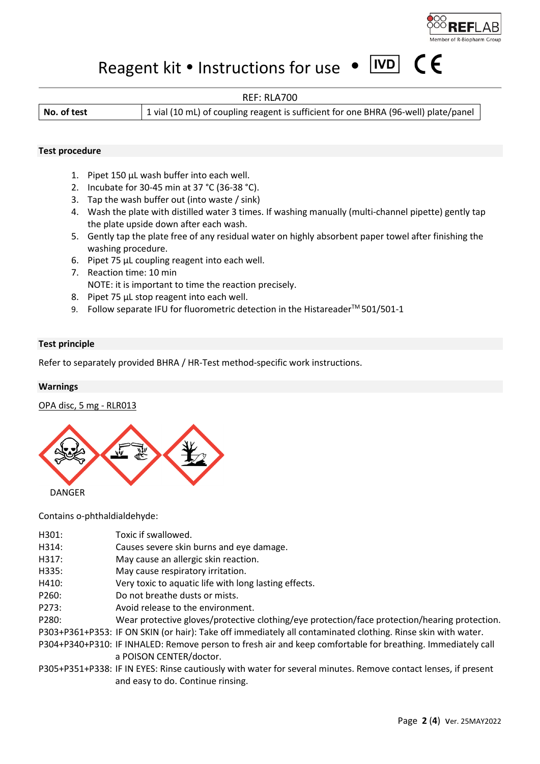Reagent kit • Instructions for use • IVD CE

REF: RLA700

| No. of test | 1 vial (10 mL) of coupling reagent is sufficient for one BHRA (96-well) plate/panel |
|---|---|

## Test procedure

1. Pipet 150 µL wash buffer into each well.
2. Incubate for 30-45 min at 37 °C (36-38 °C).
3. Tap the wash buffer out (into waste / sink)
4. Wash the plate with distilled water 3 times. If washing manually (multi-channel pipette) gently tap the plate upside down after each wash.
5. Gently tap the plate free of any residual water on highly absorbent paper towel after finishing the washing procedure.
6. Pipet 75 µL coupling reagent into each well.
7. Reaction time: 10 min
   NOTE: it is important to time the reaction precisely.
8. Pipet 75 µL stop reagent into each well.
9. Follow separate IFU for fluorometric detection in the Histareader™ 501/501-1

## Test principle

Refer to separately provided BHRA / HR-Test method-specific work instructions.

## Warnings

OPA disc, 5 mg - RLR013

DANGER

Contains o-phthaldialdehyde:

| | |
|---|---|
| H301: | Toxic if swallowed. |
| H314: | Causes severe skin burns and eye damage. |
| H317: | May cause an allergic skin reaction. |
| H335: | May cause respiratory irritation. |
| H410: | Very toxic to aquatic life with long lasting effects. |
| P260: | Do not breathe dusts or mists. |
| P273: | Avoid release to the environment. |
| P280: | Wear protective gloves/protective clothing/eye protection/face protection/hearing protection. |
| P303+P361+P353: | IF ON SKIN (or hair): Take off immediately all contaminated clothing. Rinse skin with water. |
| P304+P340+P310: | IF INHALED: Remove person to fresh air and keep comfortable for breathing. Immediately call a POISON CENTER/doctor. |
| P305+P351+P338: | IF IN EYES: Rinse cautiously with water for several minutes. Remove contact lenses, if present and easy to do. Continue rinsing. |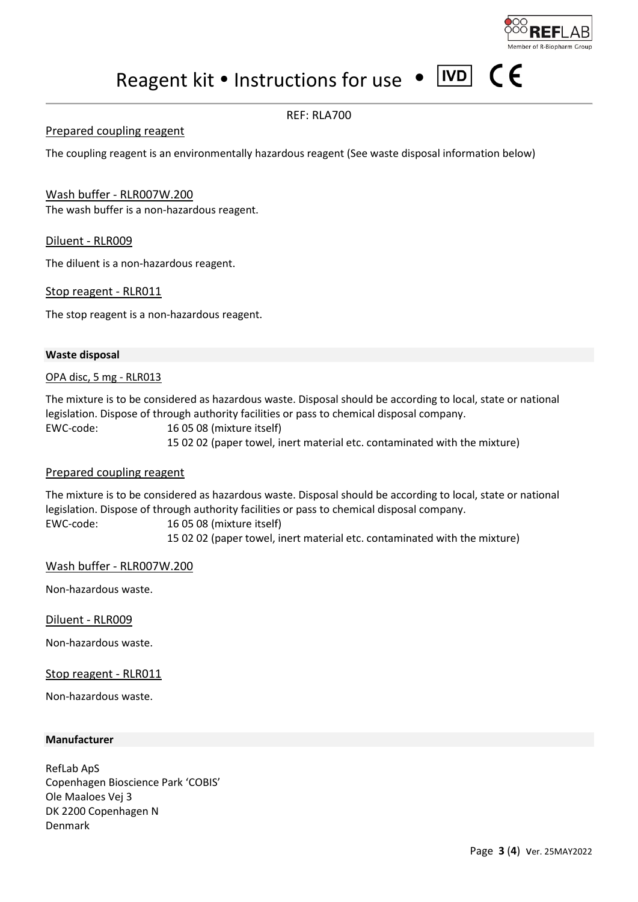REF: RLA700

Prepared coupling reagent

The coupling reagent is an environmentally hazardous reagent (See waste disposal information below)

Wash buffer - RLR007W.200

The wash buffer is a non-hazardous reagent.

Diluent - RLR009

The diluent is a non-hazardous reagent.

Stop reagent - RLR011

The stop reagent is a non-hazardous reagent.

**Waste disposal**

OPA disc, 5 mg - RLR013

The mixture is to be considered as hazardous waste. Disposal should be according to local, state or national legislation. Dispose of through authority facilities or pass to chemical disposal company.

EWC-code: 16 05 08 (mixture itself)
15 02 02 (paper towel, inert material etc. contaminated with the mixture)

Prepared coupling reagent

The mixture is to be considered as hazardous waste. Disposal should be according to local, state or national legislation. Dispose of through authority facilities or pass to chemical disposal company.

EWC-code: 16 05 08 (mixture itself)
15 02 02 (paper towel, inert material etc. contaminated with the mixture)

Wash buffer - RLR007W.200

Non-hazardous waste.

Diluent - RLR009

Non-hazardous waste.

Stop reagent - RLR011

Non-hazardous waste.

**Manufacturer**

RefLab ApS
Copenhagen Bioscience Park 'COBIS'
Ole Maaloes Vej 3
DK 2200 Copenhagen N
Denmark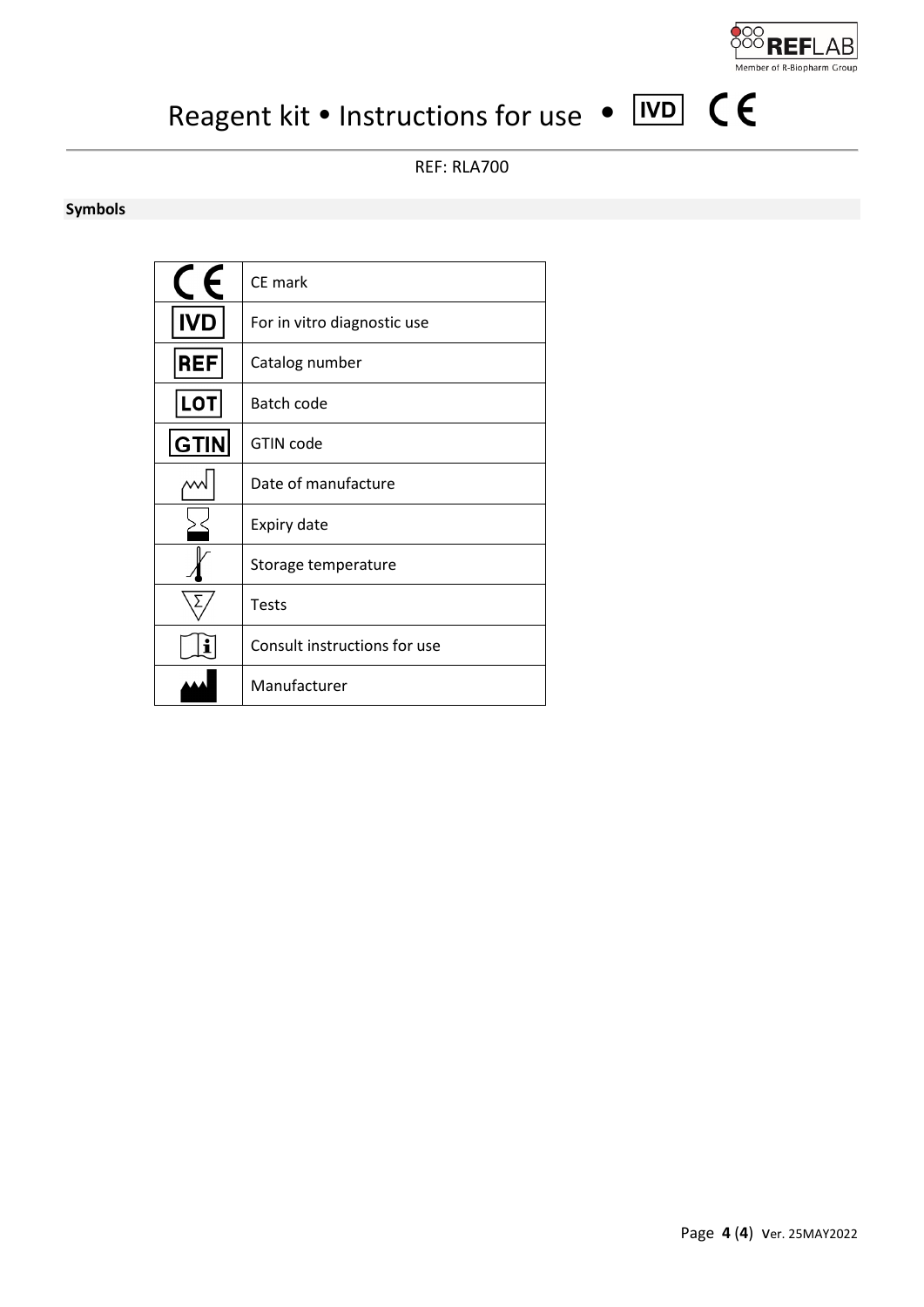# Reagent kit • Instructions for use • IVD CE

REF: RLA700

**Symbols**

| | |
|---|---|
| CE | CE mark |
| IVD | For in vitro diagnostic use |
| REF | Catalog number |
| LOT | Batch code |
| GTIN | GTIN code |
| | Date of manufacture |
| | Expiry date |
| | Storage temperature |
| Σ | Tests |
| i | Consult instructions for use |
| | Manufacturer |